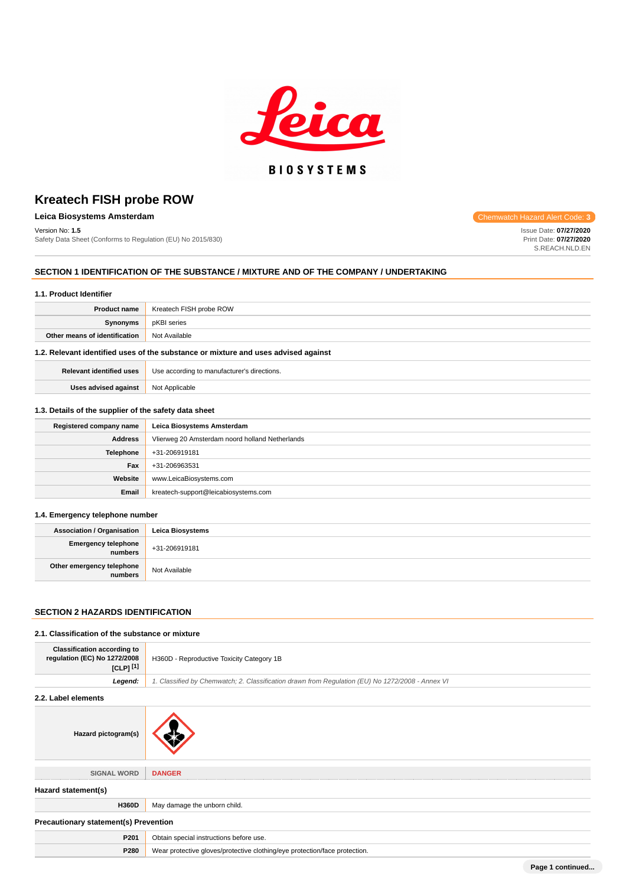# Kreatech FISH probe ROW

**Leica Biosystems Amsterdam**

Chemwatch Hazard Alert Code: **3**

Version No: **1.5**
Safety Data Sheet (Conforms to Regulation (EU) No 2015/830)

Issue Date: **07/27/2020**
Print Date: **07/27/2020**
S.REACH.NLD.EN

## SECTION 1 IDENTIFICATION OF THE SUBSTANCE / MIXTURE AND OF THE COMPANY / UNDERTAKING

### 1.1. Product Identifier

| | |
|---|---|
| **Product name** | Kreatech FISH probe ROW |
| **Synonyms** | pKBI series |
| **Other means of identification** | Not Available |

### 1.2. Relevant identified uses of the substance or mixture and uses advised against

| | |
|---|---|
| **Relevant identified uses** | Use according to manufacturer's directions. |
| **Uses advised against** | Not Applicable |

### 1.3. Details of the supplier of the safety data sheet

| | |
|---|---|
| **Registered company name** | **Leica Biosystems Amsterdam** |
| **Address** | Vlierweg 20 Amsterdam noord holland Netherlands |
| **Telephone** | +31-206919181 |
| **Fax** | +31-206963531 |
| **Website** | www.LeicaBiosystems.com |
| **Email** | kreatech-support@leicabiosystems.com |

### 1.4. Emergency telephone number

| | |
|---|---|
| **Association / Organisation** | **Leica Biosystems** |
| **Emergency telephone numbers** | +31-206919181 |
| **Other emergency telephone numbers** | Not Available |

## SECTION 2 HAZARDS IDENTIFICATION

### 2.1. Classification of the substance or mixture

| | |
|---|---|
| **Classification according to regulation (EC) No 1272/2008 [CLP] [1]** | H360D - Reproductive Toxicity Category 1B |
| ***Legend:*** | *1. Classified by Chemwatch; 2. Classification drawn from Regulation (EU) No 1272/2008 - Annex VI* |

### 2.2. Label elements

| | |
|---|---|
| **Hazard pictogram(s)** | |
| SIGNAL WORD | **DANGER** |

### Hazard statement(s)

| | |
|---|---|
| **H360D** | May damage the unborn child. |

### Precautionary statement(s) Prevention

| | |
|---|---|
| **P201** | Obtain special instructions before use. |
| **P280** | Wear protective gloves/protective clothing/eye protection/face protection. |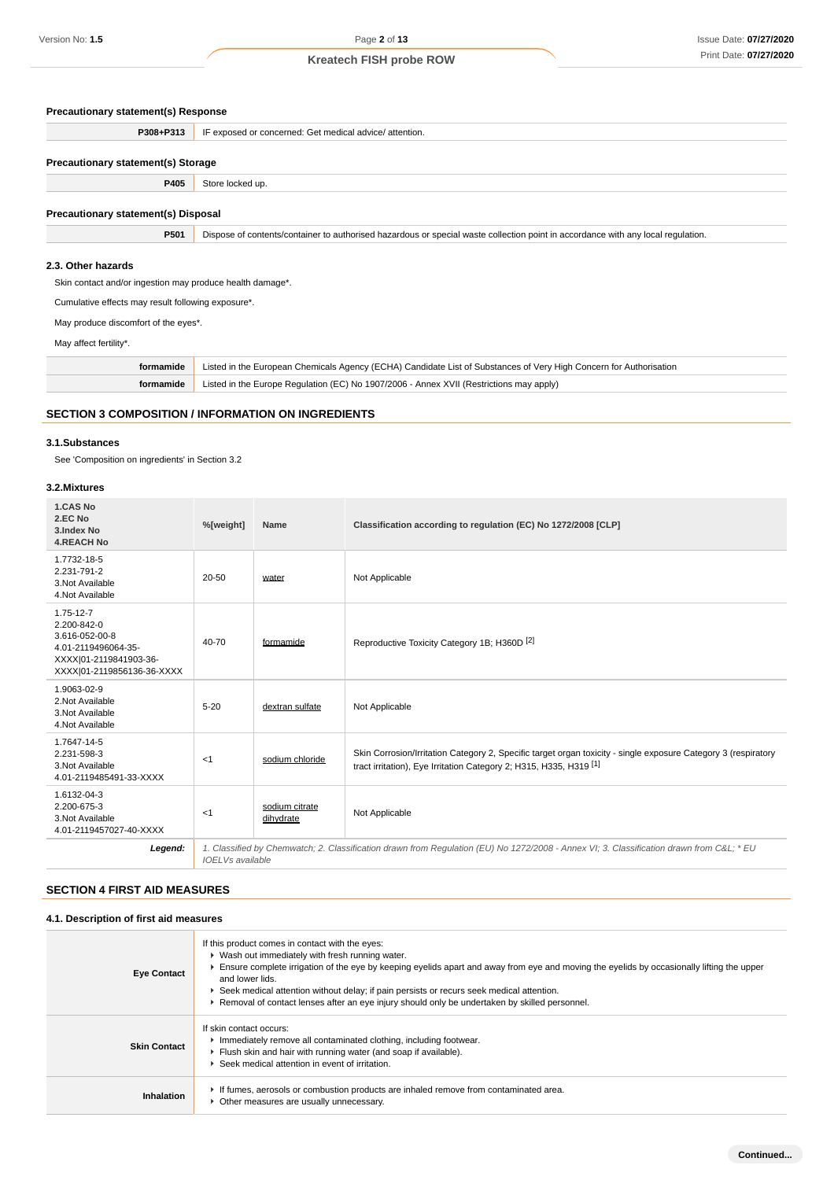### Precautionary statement(s) Response

| | |
|---|---|
| **P308+P313** | IF exposed or concerned: Get medical advice/ attention. |

### Precautionary statement(s) Storage

| | |
|---|---|
| **P405** | Store locked up. |

### Precautionary statement(s) Disposal

| | |
|---|---|
| **P501** | Dispose of contents/container to authorised hazardous or special waste collection point in accordance with any local regulation. |

### 2.3. Other hazards

Skin contact and/or ingestion may produce health damage*.

Cumulative effects may result following exposure*.

May produce discomfort of the eyes*.

May affect fertility*.

| | |
|---|---|
| **formamide** | Listed in the European Chemicals Agency (ECHA) Candidate List of Substances of Very High Concern for Authorisation |
| **formamide** | Listed in the Europe Regulation (EC) No 1907/2006 - Annex XVII (Restrictions may apply) |

## SECTION 3 COMPOSITION / INFORMATION ON INGREDIENTS

### 3.1.Substances

See 'Composition on ingredients' in Section 3.2

### 3.2.Mixtures

| 1.CAS No<br>2.EC No<br>3.Index No<br>4.REACH No | %[weight] | Name | Classification according to regulation (EC) No 1272/2008 [CLP] |
|---|---|---|---|
| 1.7732-18-5<br>2.231-791-2<br>3.Not Available<br>4.Not Available | 20-50 | water | Not Applicable |
| 1.75-12-7<br>2.200-842-0<br>3.616-052-00-8<br>4.01-2119496064-35-XXXX\|01-2119841903-36-XXXX\|01-2119856136-36-XXXX | 40-70 | formamide | Reproductive Toxicity Category 1B; H360D [2] |
| 1.9063-02-9<br>2.Not Available<br>3.Not Available<br>4.Not Available | 5-20 | dextran sulfate | Not Applicable |
| 1.7647-14-5<br>2.231-598-3<br>3.Not Available<br>4.01-2119485491-33-XXXX | <1 | sodium chloride | Skin Corrosion/Irritation Category 2, Specific target organ toxicity - single exposure Category 3 (respiratory tract irritation), Eye Irritation Category 2; H315, H335, H319 [1] |
| 1.6132-04-3<br>2.200-675-3<br>3.Not Available<br>4.01-2119457027-40-XXXX | <1 | sodium citrate dihydrate | Not Applicable |
| ***Legend:*** | *1. Classified by Chemwatch; 2. Classification drawn from Regulation (EU) No 1272/2008 - Annex VI; 3. Classification drawn from C&L; * EU IOELVs available* | | |

## SECTION 4 FIRST AID MEASURES

### 4.1. Description of first aid measures

| | |
|---|---|
| **Eye Contact** | If this product comes in contact with the eyes:<br>▸ Wash out immediately with fresh running water.<br>▸ Ensure complete irrigation of the eye by keeping eyelids apart and away from eye and moving the eyelids by occasionally lifting the upper and lower lids.<br>▸ Seek medical attention without delay; if pain persists or recurs seek medical attention.<br>▸ Removal of contact lenses after an eye injury should only be undertaken by skilled personnel. |
| **Skin Contact** | If skin contact occurs:<br>▸ Immediately remove all contaminated clothing, including footwear.<br>▸ Flush skin and hair with running water (and soap if available).<br>▸ Seek medical attention in event of irritation. |
| **Inhalation** | ▸ If fumes, aerosols or combustion products are inhaled remove from contaminated area.<br>▸ Other measures are usually unnecessary. |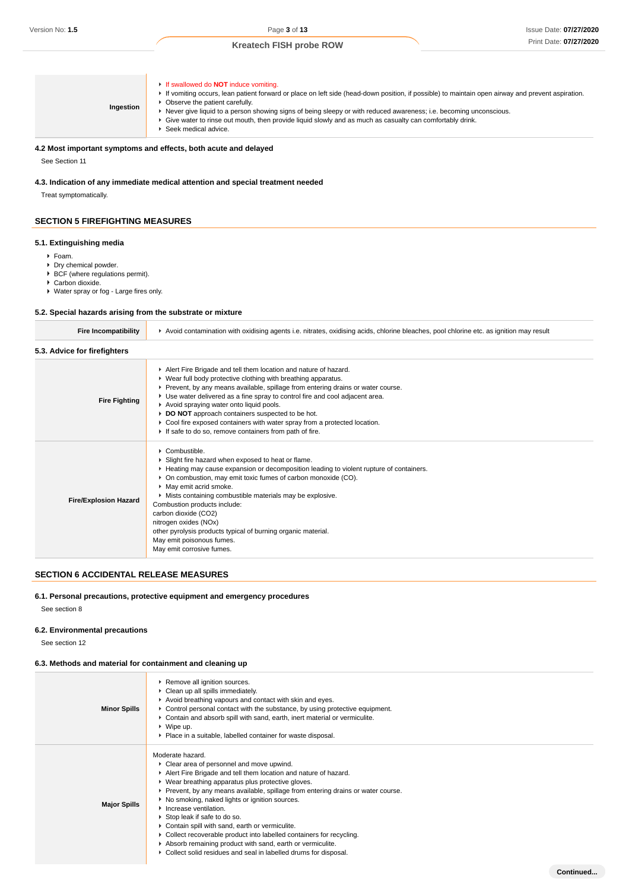| | |
|---|---|
| **Ingestion** | ▸ If swallowed do **NOT** induce vomiting.<br>▸ If vomiting occurs, lean patient forward or place on left side (head-down position, if possible) to maintain open airway and prevent aspiration.<br>▸ Observe the patient carefully.<br>▸ Never give liquid to a person showing signs of being sleepy or with reduced awareness; i.e. becoming unconscious.<br>▸ Give water to rinse out mouth, then provide liquid slowly and as much as casualty can comfortably drink.<br>▸ Seek medical advice. |

### 4.2 Most important symptoms and effects, both acute and delayed

See Section 11

### 4.3. Indication of any immediate medical attention and special treatment needed

Treat symptomatically.

## SECTION 5 FIREFIGHTING MEASURES

### 5.1. Extinguishing media

- Foam.
- Dry chemical powder.
- BCF (where regulations permit).
- Carbon dioxide.
- Water spray or fog - Large fires only.

### 5.2. Special hazards arising from the substrate or mixture

| | |
|---|---|
| **Fire Incompatibility** | ▸ Avoid contamination with oxidising agents i.e. nitrates, oxidising acids, chlorine bleaches, pool chlorine etc. as ignition may result |

### 5.3. Advice for firefighters

| | |
|---|---|
| **Fire Fighting** | ▸ Alert Fire Brigade and tell them location and nature of hazard.<br>▸ Wear full body protective clothing with breathing apparatus.<br>▸ Prevent, by any means available, spillage from entering drains or water course.<br>▸ Use water delivered as a fine spray to control fire and cool adjacent area.<br>▸ Avoid spraying water onto liquid pools.<br>▸ **DO NOT** approach containers suspected to be hot.<br>▸ Cool fire exposed containers with water spray from a protected location.<br>▸ If safe to do so, remove containers from path of fire. |
| **Fire/Explosion Hazard** | ▸ Combustible.<br>▸ Slight fire hazard when exposed to heat or flame.<br>▸ Heating may cause expansion or decomposition leading to violent rupture of containers.<br>▸ On combustion, may emit toxic fumes of carbon monoxide (CO).<br>▸ May emit acrid smoke.<br>▸ Mists containing combustible materials may be explosive.<br>Combustion products include:<br>carbon dioxide ($CO_2$)<br>nitrogen oxides ($NO_x$)<br>other pyrolysis products typical of burning organic material.<br>May emit poisonous fumes.<br>May emit corrosive fumes. |

## SECTION 6 ACCIDENTAL RELEASE MEASURES

### 6.1. Personal precautions, protective equipment and emergency procedures

See section 8

### 6.2. Environmental precautions

See section 12

### 6.3. Methods and material for containment and cleaning up

| | |
|---|---|
| **Minor Spills** | ▸ Remove all ignition sources.<br>▸ Clean up all spills immediately.<br>▸ Avoid breathing vapours and contact with skin and eyes.<br>▸ Control personal contact with the substance, by using protective equipment.<br>▸ Contain and absorb spill with sand, earth, inert material or vermiculite.<br>▸ Wipe up.<br>▸ Place in a suitable, labelled container for waste disposal. |
| **Major Spills** | Moderate hazard.<br>▸ Clear area of personnel and move upwind.<br>▸ Alert Fire Brigade and tell them location and nature of hazard.<br>▸ Wear breathing apparatus plus protective gloves.<br>▸ Prevent, by any means available, spillage from entering drains or water course.<br>▸ No smoking, naked lights or ignition sources.<br>▸ Increase ventilation.<br>▸ Stop leak if safe to do so.<br>▸ Contain spill with sand, earth or vermiculite.<br>▸ Collect recoverable product into labelled containers for recycling.<br>▸ Absorb remaining product with sand, earth or vermiculite.<br>▸ Collect solid residues and seal in labelled drums for disposal. |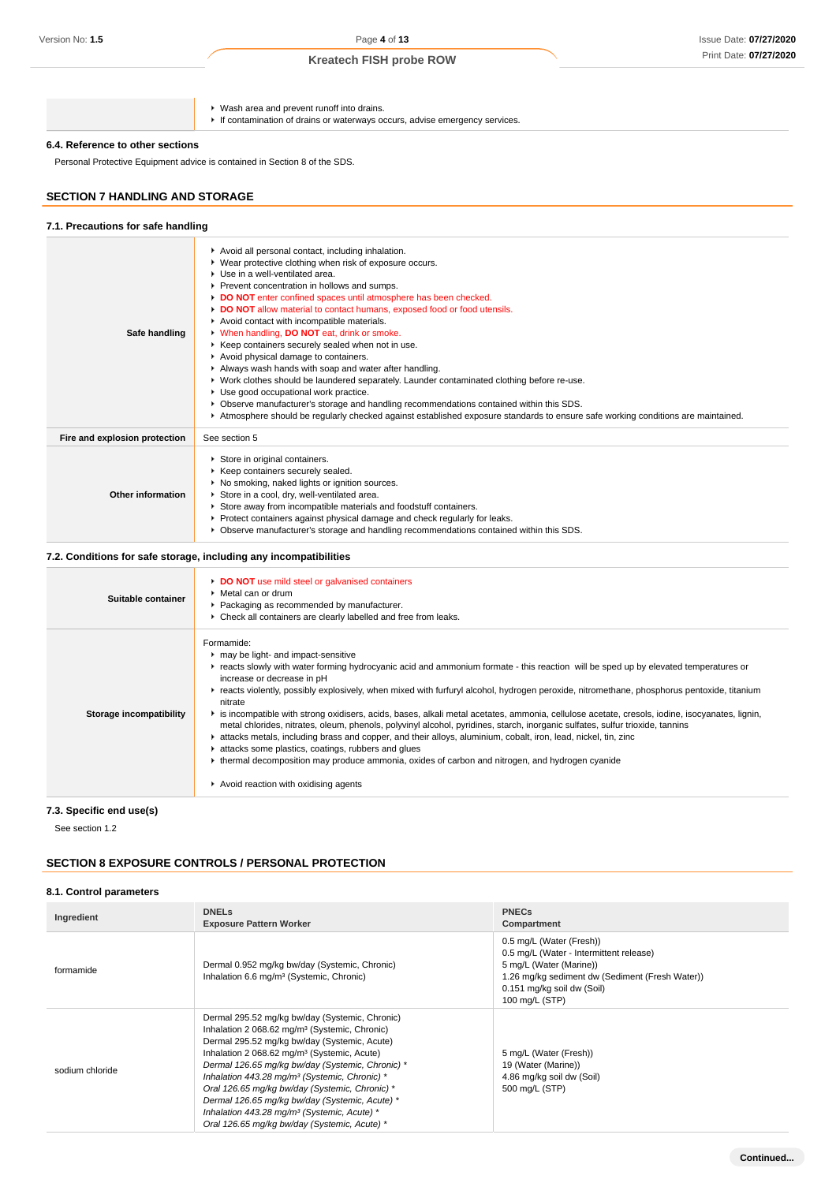| | |
|---|---|
| | - Wash area and prevent runoff into drains.<br>- If contamination of drains or waterways occurs, advise emergency services. |

### 6.4. Reference to other sections

Personal Protective Equipment advice is contained in Section 8 of the SDS.

## SECTION 7 HANDLING AND STORAGE

### 7.1. Precautions for safe handling

| | |
|---|---|
| **Safe handling** | - Avoid all personal contact, including inhalation.<br>- Wear protective clothing when risk of exposure occurs.<br>- Use in a well-ventilated area.<br>- Prevent concentration in hollows and sumps.<br>- **DO NOT** enter confined spaces until atmosphere has been checked.<br>- **DO NOT** allow material to contact humans, exposed food or food utensils.<br>- Avoid contact with incompatible materials.<br>- When handling, **DO NOT** eat, drink or smoke.<br>- Keep containers securely sealed when not in use.<br>- Avoid physical damage to containers.<br>- Always wash hands with soap and water after handling.<br>- Work clothes should be laundered separately. Launder contaminated clothing before re-use.<br>- Use good occupational work practice.<br>- Observe manufacturer's storage and handling recommendations contained within this SDS.<br>- Atmosphere should be regularly checked against established exposure standards to ensure safe working conditions are maintained. |
| **Fire and explosion protection** | See section 5 |
| **Other information** | - Store in original containers.<br>- Keep containers securely sealed.<br>- No smoking, naked lights or ignition sources.<br>- Store in a cool, dry, well-ventilated area.<br>- Store away from incompatible materials and foodstuff containers.<br>- Protect containers against physical damage and check regularly for leaks.<br>- Observe manufacturer's storage and handling recommendations contained within this SDS. |

### 7.2. Conditions for safe storage, including any incompatibilities

| | |
|---|---|
| **Suitable container** | - **DO NOT** use mild steel or galvanised containers<br>- Metal can or drum<br>- Packaging as recommended by manufacturer.<br>- Check all containers are clearly labelled and free from leaks. |
| **Storage incompatibility** | Formamide:<br>- may be light- and impact-sensitive<br>- reacts slowly with water forming hydrocyanic acid and ammonium formate - this reaction will be sped up by elevated temperatures or increase or decrease in pH<br>- reacts violently, possibly explosively, when mixed with furfuryl alcohol, hydrogen peroxide, nitromethane, phosphorus pentoxide, titanium nitrate<br>- is incompatible with strong oxidisers, acids, bases, alkali metal acetates, ammonia, cellulose acetate, cresols, iodine, isocyanates, lignin, metal chlorides, nitrates, oleum, phenols, polyvinyl alcohol, pyridines, starch, inorganic sulfates, sulfur trioxide, tannins<br>- attacks metals, including brass and copper, and their alloys, aluminium, cobalt, iron, lead, nickel, tin, zinc<br>- attacks some plastics, coatings, rubbers and glues<br>- thermal decomposition may produce ammonia, oxides of carbon and nitrogen, and hydrogen cyanide<br><br>- Avoid reaction with oxidising agents |

### 7.3. Specific end use(s)

See section 1.2

## SECTION 8 EXPOSURE CONTROLS / PERSONAL PROTECTION

### 8.1. Control parameters

| Ingredient | DNELs<br>Exposure Pattern Worker | PNECs<br>Compartment |
|---|---|---|
| formamide | Dermal 0.952 mg/kg bw/day (Systemic, Chronic)<br>Inhalation 6.6 mg/m³ (Systemic, Chronic) | 0.5 mg/L (Water (Fresh))<br>0.5 mg/L (Water - Intermittent release)<br>5 mg/L (Water (Marine))<br>1.26 mg/kg sediment dw (Sediment (Fresh Water))<br>0.151 mg/kg soil dw (Soil)<br>100 mg/L (STP) |
| sodium chloride | Dermal 295.52 mg/kg bw/day (Systemic, Chronic)<br>Inhalation 2 068.62 mg/m³ (Systemic, Chronic)<br>Dermal 295.52 mg/kg bw/day (Systemic, Acute)<br>Inhalation 2 068.62 mg/m³ (Systemic, Acute)<br>*Dermal 126.65 mg/kg bw/day (Systemic, Chronic) **<br>*Inhalation 443.28 mg/m³ (Systemic, Chronic) **<br>*Oral 126.65 mg/kg bw/day (Systemic, Chronic) **<br>*Dermal 126.65 mg/kg bw/day (Systemic, Acute) **<br>*Inhalation 443.28 mg/m³ (Systemic, Acute) **<br>*Oral 126.65 mg/kg bw/day (Systemic, Acute) ** | 5 mg/L (Water (Fresh))<br>19 (Water (Marine))<br>4.86 mg/kg soil dw (Soil)<br>500 mg/L (STP) |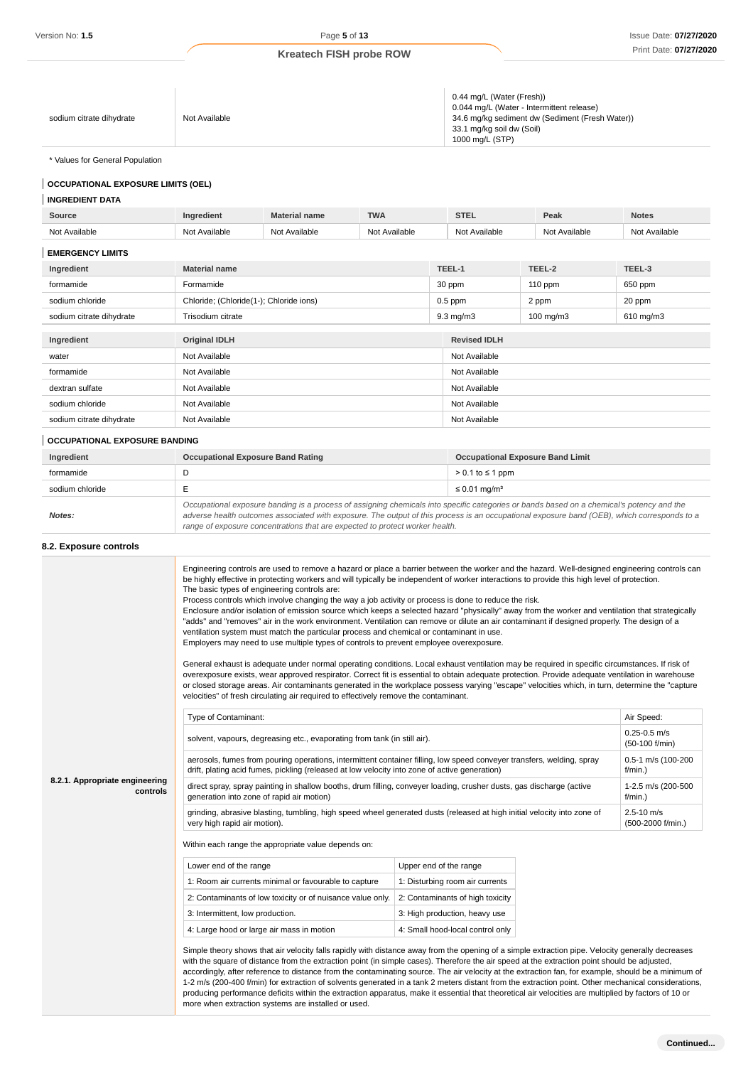| | | |
|---|---|---|
| sodium citrate dihydrate | Not Available | 0.44 mg/L (Water (Fresh))<br>0.044 mg/L (Water - Intermittent release)<br>34.6 mg/kg sediment dw (Sediment (Fresh Water))<br>33.1 mg/kg soil dw (Soil)<br>1000 mg/L (STP) |

* Values for General Population

### OCCUPATIONAL EXPOSURE LIMITS (OEL)

#### INGREDIENT DATA

| Source | Ingredient | Material name | TWA | STEL | Peak | Notes |
|---|---|---|---|---|---|---|
| Not Available | Not Available | Not Available | Not Available | Not Available | Not Available | Not Available |

#### EMERGENCY LIMITS

| Ingredient | Material name | TEEL-1 | TEEL-2 | TEEL-3 |
|---|---|---|---|---|
| formamide | Formamide | 30 ppm | 110 ppm | 650 ppm |
| sodium chloride | Chloride; (Chloride(1-); Chloride ions) | 0.5 ppm | 2 ppm | 20 ppm |
| sodium citrate dihydrate | Trisodium citrate | 9.3 mg/m3 | 100 mg/m3 | 610 mg/m3 |

| Ingredient | Original IDLH | Revised IDLH |
|---|---|---|
| water | Not Available | Not Available |
| formamide | Not Available | Not Available |
| dextran sulfate | Not Available | Not Available |
| sodium chloride | Not Available | Not Available |
| sodium citrate dihydrate | Not Available | Not Available |

### OCCUPATIONAL EXPOSURE BANDING

| Ingredient | Occupational Exposure Band Rating | Occupational Exposure Band Limit |
|---|---|---|
| formamide | D | > 0.1 to ≤ 1 ppm |
| sodium chloride | E | ≤ 0.01 mg/m³ |
| ***Notes:*** | *Occupational exposure banding is a process of assigning chemicals into specific categories or bands based on a chemical's potency and the adverse health outcomes associated with exposure. The output of this process is an occupational exposure band (OEB), which corresponds to a range of exposure concentrations that are expected to protect worker health.* | |

## 8.2. Exposure controls

**8.2.1. Appropriate engineering controls**

Engineering controls are used to remove a hazard or place a barrier between the worker and the hazard. Well-designed engineering controls can be highly effective in protecting workers and will typically be independent of worker interactions to provide this high level of protection.
The basic types of engineering controls are:
Process controls which involve changing the way a job activity or process is done to reduce the risk.
Enclosure and/or isolation of emission source which keeps a selected hazard "physically" away from the worker and ventilation that strategically "adds" and "removes" air in the work environment. Ventilation can remove or dilute an air contaminant if designed properly. The design of a ventilation system must match the particular process and chemical or contaminant in use.
Employers may need to use multiple types of controls to prevent employee overexposure.

General exhaust is adequate under normal operating conditions. Local exhaust ventilation may be required in specific circumstances. If risk of overexposure exists, wear approved respirator. Correct fit is essential to obtain adequate protection. Provide adequate ventilation in warehouse or closed storage areas. Air contaminants generated in the workplace possess varying "escape" velocities which, in turn, determine the "capture velocities" of fresh circulating air required to effectively remove the contaminant.

| Type of Contaminant: | Air Speed: |
|---|---|
| solvent, vapours, degreasing etc., evaporating from tank (in still air). | 0.25-0.5 m/s (50-100 f/min) |
| aerosols, fumes from pouring operations, intermittent container filling, low speed conveyer transfers, welding, spray drift, plating acid fumes, pickling (released at low velocity into zone of active generation) | 0.5-1 m/s (100-200 f/min.) |
| direct spray, spray painting in shallow booths, drum filling, conveyer loading, crusher dusts, gas discharge (active generation into zone of rapid air motion) | 1-2.5 m/s (200-500 f/min.) |
| grinding, abrasive blasting, tumbling, high speed wheel generated dusts (released at high initial velocity into zone of very high rapid air motion). | 2.5-10 m/s (500-2000 f/min.) |

Within each range the appropriate value depends on:

| Lower end of the range | Upper end of the range |
|---|---|
| 1: Room air currents minimal or favourable to capture | 1: Disturbing room air currents |
| 2: Contaminants of low toxicity or of nuisance value only. | 2: Contaminants of high toxicity |
| 3: Intermittent, low production. | 3: High production, heavy use |
| 4: Large hood or large air mass in motion | 4: Small hood-local control only |

Simple theory shows that air velocity falls rapidly with distance away from the opening of a simple extraction pipe. Velocity generally decreases with the square of distance from the extraction point (in simple cases). Therefore the air speed at the extraction point should be adjusted, accordingly, after reference to distance from the contaminating source. The air velocity at the extraction fan, for example, should be a minimum of 1-2 m/s (200-400 f/min) for extraction of solvents generated in a tank 2 meters distant from the extraction point. Other mechanical considerations, producing performance deficits within the extraction apparatus, make it essential that theoretical air velocities are multiplied by factors of 10 or more when extraction systems are installed or used.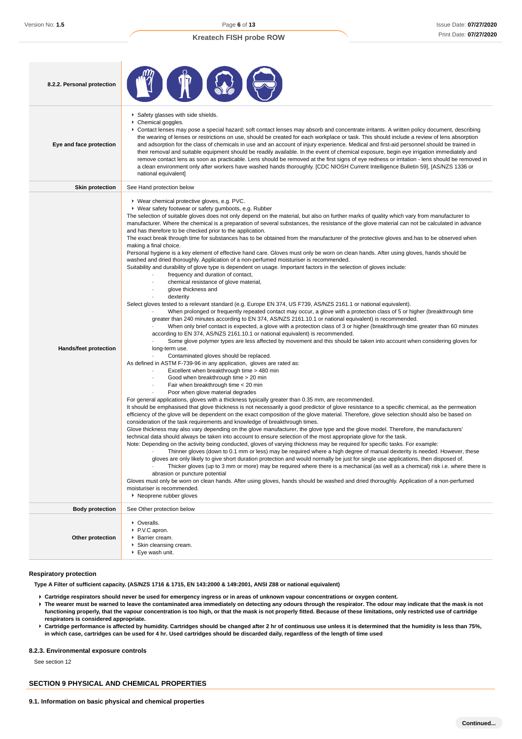| 8.2.2. Personal protection | |
|---|---|
| Eye and face protection | ▸ Safety glasses with side shields.<br>▸ Chemical goggles.<br>▸ Contact lenses may pose a special hazard; soft contact lenses may absorb and concentrate irritants. A written policy document, describing the wearing of lenses or restrictions on use, should be created for each workplace or task. This should include a review of lens absorption and adsorption for the class of chemicals in use and an account of injury experience. Medical and first-aid personnel should be trained in their removal and suitable equipment should be readily available. In the event of chemical exposure, begin eye irrigation immediately and remove contact lens as soon as practicable. Lens should be removed at the first signs of eye redness or irritation - lens should be removed in a clean environment only after workers have washed hands thoroughly. [CDC NIOSH Current Intelligence Bulletin 59], [AS/NZS 1336 or national equivalent] |
| Skin protection | See Hand protection below |
| Hands/feet protection | ▸ Wear chemical protective gloves, e.g. PVC.<br>▸ Wear safety footwear or safety gumboots, e.g. Rubber<br>The selection of suitable gloves does not only depend on the material, but also on further marks of quality which vary from manufacturer to manufacturer. Where the chemical is a preparation of several substances, the resistance of the glove material can not be calculated in advance and has therefore to be checked prior to the application.<br>The exact break through time for substances has to be obtained from the manufacturer of the protective gloves and.has to be observed when making a final choice.<br>Personal hygiene is a key element of effective hand care. Gloves must only be worn on clean hands. After using gloves, hands should be washed and dried thoroughly. Application of a non-perfumed moisturiser is recommended.<br>Suitability and durability of glove type is dependent on usage. Important factors in the selection of gloves include:<br>· frequency and duration of contact,<br>· chemical resistance of glove material,<br>· glove thickness and<br>· dexterity<br>Select gloves tested to a relevant standard (e.g. Europe EN 374, US F739, AS/NZS 2161.1 or national equivalent).<br>· When prolonged or frequently repeated contact may occur, a glove with a protection class of 5 or higher (breakthrough time greater than 240 minutes according to EN 374, AS/NZS 2161.10.1 or national equivalent) is recommended.<br>· When only brief contact is expected, a glove with a protection class of 3 or higher (breakthrough time greater than 60 minutes according to EN 374, AS/NZS 2161.10.1 or national equivalent) is recommended.<br>· Some glove polymer types are less affected by movement and this should be taken into account when considering gloves for long-term use.<br>· Contaminated gloves should be replaced.<br>As defined in ASTM F-739-96 in any application, gloves are rated as:<br>· Excellent when breakthrough time > 480 min<br>· Good when breakthrough time > 20 min<br>· Fair when breakthrough time < 20 min<br>· Poor when glove material degrades<br>For general applications, gloves with a thickness typically greater than 0.35 mm, are recommended.<br>It should be emphasised that glove thickness is not necessarily a good predictor of glove resistance to a specific chemical, as the permeation efficiency of the glove will be dependent on the exact composition of the glove material. Therefore, glove selection should also be based on consideration of the task requirements and knowledge of breakthrough times.<br>Glove thickness may also vary depending on the glove manufacturer, the glove type and the glove model. Therefore, the manufacturers' technical data should always be taken into account to ensure selection of the most appropriate glove for the task.<br>Note: Depending on the activity being conducted, gloves of varying thickness may be required for specific tasks. For example:<br>· Thinner gloves (down to 0.1 mm or less) may be required where a high degree of manual dexterity is needed. However, these gloves are only likely to give short duration protection and would normally be just for single use applications, then disposed of.<br>· Thicker gloves (up to 3 mm or more) may be required where there is a mechanical (as well as a chemical) risk i.e. where there is abrasion or puncture potential<br>Gloves must only be worn on clean hands. After using gloves, hands should be washed and dried thoroughly. Application of a non-perfumed moisturiser is recommended.<br>▸ Neoprene rubber gloves |
| Body protection | See Other protection below |
| Other protection | ▸ Overalls.<br>▸ P.V.C apron.<br>▸ Barrier cream.<br>▸ Skin cleansing cream.<br>▸ Eye wash unit. |

#### Respiratory protection

**Type A Filter of sufficient capacity. (AS/NZS 1716 & 1715, EN 143:2000 & 149:2001, ANSI Z88 or national equivalent)**

- **Cartridge respirators should never be used for emergency ingress or in areas of unknown vapour concentrations or oxygen content.**
- **The wearer must be warned to leave the contaminated area immediately on detecting any odours through the respirator. The odour may indicate that the mask is not functioning properly, that the vapour concentration is too high, or that the mask is not properly fitted. Because of these limitations, only restricted use of cartridge respirators is considered appropriate.**
- **Cartridge performance is affected by humidity. Cartridges should be changed after 2 hr of continuous use unless it is determined that the humidity is less than 75%, in which case, cartridges can be used for 4 hr. Used cartridges should be discarded daily, regardless of the length of time used**

#### 8.2.3. Environmental exposure controls

See section 12

## SECTION 9 PHYSICAL AND CHEMICAL PROPERTIES

#### 9.1. Information on basic physical and chemical properties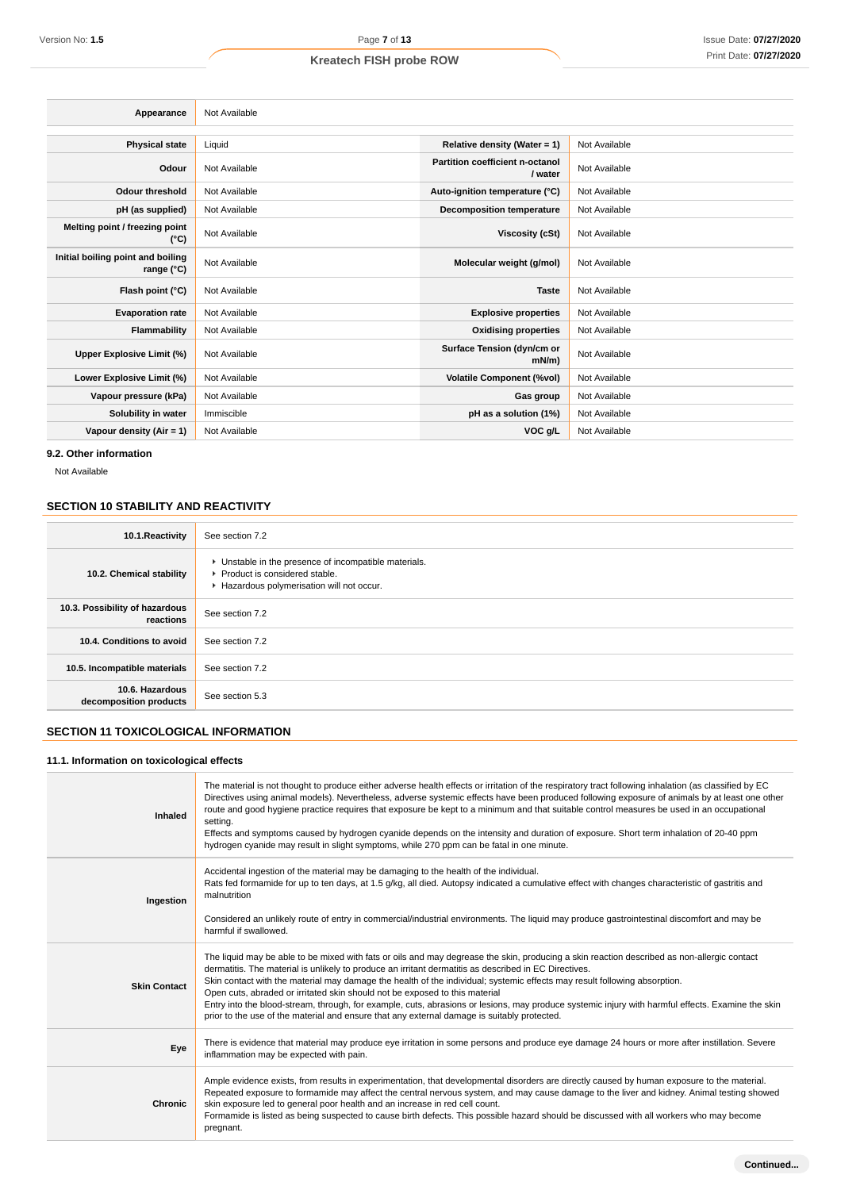| Appearance | Not Available | | |
|---|---|---|---|

| Physical state | Liquid | Relative density (Water = 1) | Not Available |
|---|---|---|---|
| Odour | Not Available | Partition coefficient n-octanol / water | Not Available |
| Odour threshold | Not Available | Auto-ignition temperature (°C) | Not Available |
| pH (as supplied) | Not Available | Decomposition temperature | Not Available |
| Melting point / freezing point (°C) | Not Available | Viscosity (cSt) | Not Available |
| Initial boiling point and boiling range (°C) | Not Available | Molecular weight (g/mol) | Not Available |
| Flash point (°C) | Not Available | Taste | Not Available |
| Evaporation rate | Not Available | Explosive properties | Not Available |
| Flammability | Not Available | Oxidising properties | Not Available |
| Upper Explosive Limit (%) | Not Available | Surface Tension (dyn/cm or mN/m) | Not Available |
| Lower Explosive Limit (%) | Not Available | Volatile Component (%vol) | Not Available |
| Vapour pressure (kPa) | Not Available | Gas group | Not Available |
| Solubility in water | Immiscible | pH as a solution (1%) | Not Available |
| Vapour density (Air = 1) | Not Available | VOC g/L | Not Available |

### 9.2. Other information

Not Available

## SECTION 10 STABILITY AND REACTIVITY

| | |
|---|---|
| 10.1.Reactivity | See section 7.2 |
| 10.2. Chemical stability | ▸ Unstable in the presence of incompatible materials.<br>▸ Product is considered stable.<br>▸ Hazardous polymerisation will not occur. |
| 10.3. Possibility of hazardous reactions | See section 7.2 |
| 10.4. Conditions to avoid | See section 7.2 |
| 10.5. Incompatible materials | See section 7.2 |
| 10.6. Hazardous decomposition products | See section 5.3 |

## SECTION 11 TOXICOLOGICAL INFORMATION

### 11.1. Information on toxicological effects

| | |
|---|---|
| Inhaled | The material is not thought to produce either adverse health effects or irritation of the respiratory tract following inhalation (as classified by EC Directives using animal models). Nevertheless, adverse systemic effects have been produced following exposure of animals by at least one other route and good hygiene practice requires that exposure be kept to a minimum and that suitable control measures be used in an occupational setting.<br>Effects and symptoms caused by hydrogen cyanide depends on the intensity and duration of exposure. Short term inhalation of 20-40 ppm hydrogen cyanide may result in slight symptoms, while 270 ppm can be fatal in one minute. |
| Ingestion | Accidental ingestion of the material may be damaging to the health of the individual.<br>Rats fed formamide for up to ten days, at 1.5 g/kg, all died. Autopsy indicated a cumulative effect with changes characteristic of gastritis and malnutrition<br><br>Considered an unlikely route of entry in commercial/industrial environments. The liquid may produce gastrointestinal discomfort and may be harmful if swallowed. |
| Skin Contact | The liquid may be able to be mixed with fats or oils and may degrease the skin, producing a skin reaction described as non-allergic contact dermatitis. The material is unlikely to produce an irritant dermatitis as described in EC Directives.<br>Skin contact with the material may damage the health of the individual; systemic effects may result following absorption.<br>Open cuts, abraded or irritated skin should not be exposed to this material<br>Entry into the blood-stream, through, for example, cuts, abrasions or lesions, may produce systemic injury with harmful effects. Examine the skin prior to the use of the material and ensure that any external damage is suitably protected. |
| Eye | There is evidence that material may produce eye irritation in some persons and produce eye damage 24 hours or more after instillation. Severe inflammation may be expected with pain. |
| Chronic | Ample evidence exists, from results in experimentation, that developmental disorders are directly caused by human exposure to the material.<br>Repeated exposure to formamide may affect the central nervous system, and may cause damage to the liver and kidney. Animal testing showed skin exposure led to general poor health and an increase in red cell count.<br>Formamide is listed as being suspected to cause birth defects. This possible hazard should be discussed with all workers who may become pregnant. |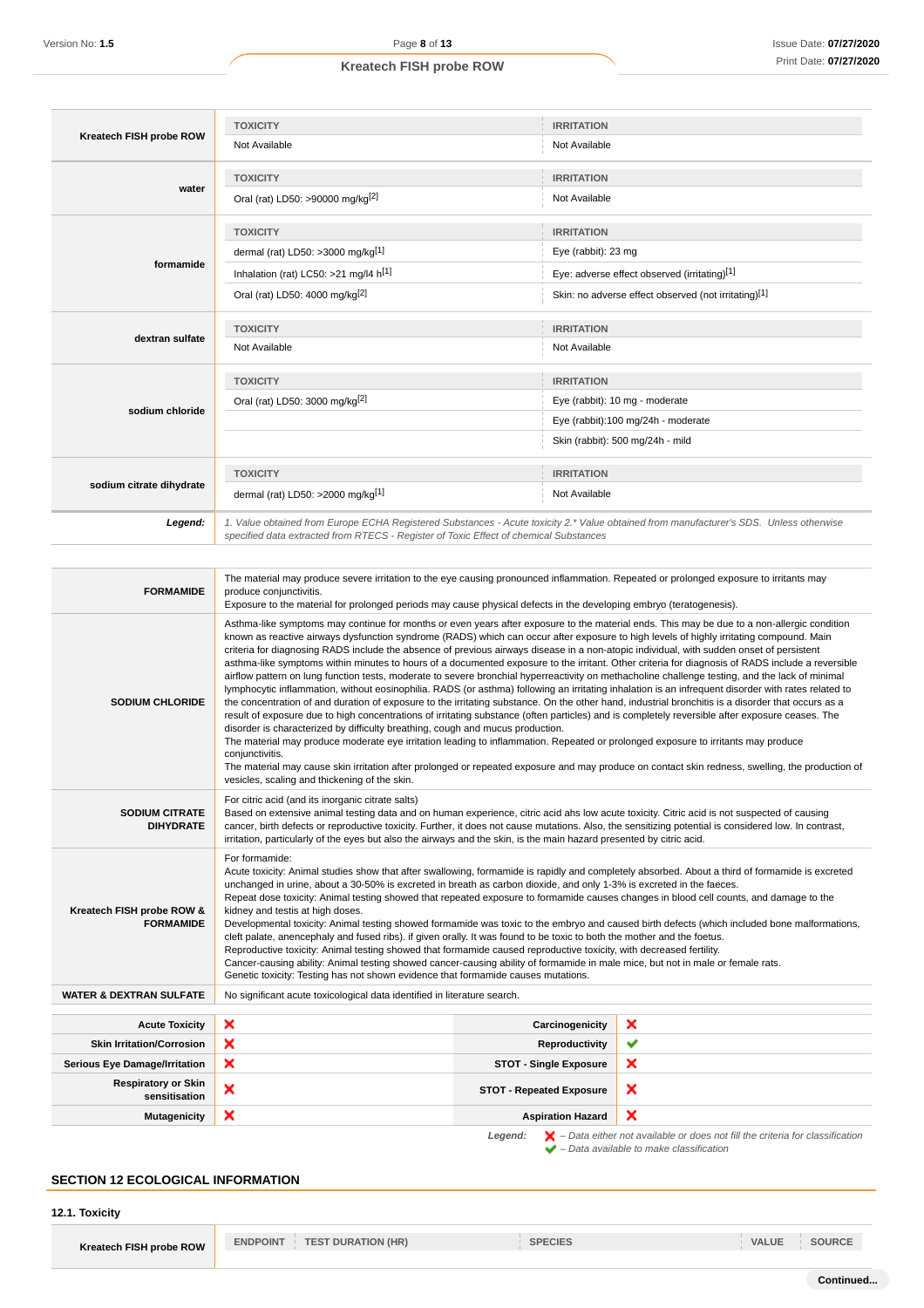| | TOXICITY | IRRITATION |
|---|---|---|
| **Kreatech FISH probe ROW** | Not Available | Not Available |
| **water** | **TOXICITY** | **IRRITATION** |
| | Oral (rat) LD50: >90000 mg/kg[2] | Not Available |
| **formamide** | **TOXICITY** | **IRRITATION** |
| | dermal (rat) LD50: >3000 mg/kg[1] | Eye (rabbit): 23 mg |
| | Inhalation (rat) LC50: >21 mg/l4 h[1] | Eye: adverse effect observed (irritating)[1] |
| | Oral (rat) LD50: 4000 mg/kg[2] | Skin: no adverse effect observed (not irritating)[1] |
| **dextran sulfate** | **TOXICITY** | **IRRITATION** |
| | Not Available | Not Available |
| **sodium chloride** | **TOXICITY** | **IRRITATION** |
| | Oral (rat) LD50: 3000 mg/kg[2] | Eye (rabbit): 10 mg - moderate |
| | | Eye (rabbit):100 mg/24h - moderate |
| | | Skin (rabbit): 500 mg/24h - mild |
| **sodium citrate dihydrate** | **TOXICITY** | **IRRITATION** |
| | dermal (rat) LD50: >2000 mg/kg[1] | Not Available |
| ***Legend:*** | *1. Value obtained from Europe ECHA Registered Substances - Acute toxicity 2.* Value obtained from manufacturer's SDS. Unless otherwise specified data extracted from RTECS - Register of Toxic Effect of chemical Substances* | |

| | |
|---|---|
| **FORMAMIDE** | The material may produce severe irritation to the eye causing pronounced inflammation. Repeated or prolonged exposure to irritants may produce conjunctivitis.<br>Exposure to the material for prolonged periods may cause physical defects in the developing embryo (teratogenesis). |
| **SODIUM CHLORIDE** | Asthma-like symptoms may continue for months or even years after exposure to the material ends. This may be due to a non-allergic condition known as reactive airways dysfunction syndrome (RADS) which can occur after exposure to high levels of highly irritating compound. Main criteria for diagnosing RADS include the absence of previous airways disease in a non-atopic individual, with sudden onset of persistent asthma-like symptoms within minutes to hours of a documented exposure to the irritant. Other criteria for diagnosis of RADS include a reversible airflow pattern on lung function tests, moderate to severe bronchial hyperreactivity on methacholine challenge testing, and the lack of minimal lymphocytic inflammation, without eosinophilia. RADS (or asthma) following an irritating inhalation is an infrequent disorder with rates related to the concentration of and duration of exposure to the irritating substance. On the other hand, industrial bronchitis is a disorder that occurs as a result of exposure due to high concentrations of irritating substance (often particles) and is completely reversible after exposure ceases. The disorder is characterized by difficulty breathing, cough and mucus production.<br>The material may produce moderate eye irritation leading to inflammation. Repeated or prolonged exposure to irritants may produce conjunctivitis.<br>The material may cause skin irritation after prolonged or repeated exposure and may produce on contact skin redness, swelling, the production of vesicles, scaling and thickening of the skin. |
| **SODIUM CITRATE DIHYDRATE** | For citric acid (and its inorganic citrate salts)<br>Based on extensive animal testing data and on human experience, citric acid ahs low acute toxicity. Citric acid is not suspected of causing cancer, birth defects or reproductive toxicity. Further, it does not cause mutations. Also, the sensitizing potential is considered low. In contrast, irritation, particularly of the eyes but also the airways and the skin, is the main hazard presented by citric acid. |
| **Kreatech FISH probe ROW & FORMAMIDE** | For formamide:<br>Acute toxicity: Animal studies show that after swallowing, formamide is rapidly and completely absorbed. About a third of formamide is excreted unchanged in urine, about a 30-50% is excreted in breath as carbon dioxide, and only 1-3% is excreted in the faeces.<br>Repeat dose toxicity: Animal testing showed that repeated exposure to formamide causes changes in blood cell counts, and damage to the kidney and testis at high doses.<br>Developmental toxicity: Animal testing showed formamide was toxic to the embryo and caused birth defects (which included bone malformations, cleft palate, anencephaly and fused ribs). if given orally. It was found to be toxic to both the mother and the foetus.<br>Reproductive toxicity: Animal testing showed that formamide caused reproductive toxicity, with decreased fertility.<br>Cancer-causing ability: Animal testing showed cancer-causing ability of formamide in male mice, but not in male or female rats.<br>Genetic toxicity: Testing has not shown evidence that formamide causes mutations. |
| **WATER & DEXTRAN SULFATE** | No significant acute toxicological data identified in literature search. |

| | | | |
|---|---|---|---|
| **Acute Toxicity** | ✘ | **Carcinogenicity** | ✘ |
| **Skin Irritation/Corrosion** | ✘ | **Reproductivity** | ✔ |
| **Serious Eye Damage/Irritation** | ✘ | **STOT - Single Exposure** | ✘ |
| **Respiratory or Skin sensitisation** | ✘ | **STOT - Repeated Exposure** | ✘ |
| **Mutagenicity** | ✘ | **Aspiration Hazard** | ✘ |

*Legend:* ✘ *– Data either not available or does not fill the criteria for classification*
✔ *– Data available to make classification*

## SECTION 12 ECOLOGICAL INFORMATION

### 12.1. Toxicity

| | ENDPOINT | TEST DURATION (HR) | SPECIES | VALUE | SOURCE |
|---|---|---|---|---|---|
| **Kreatech FISH probe ROW** | | | | | |

**Continued...**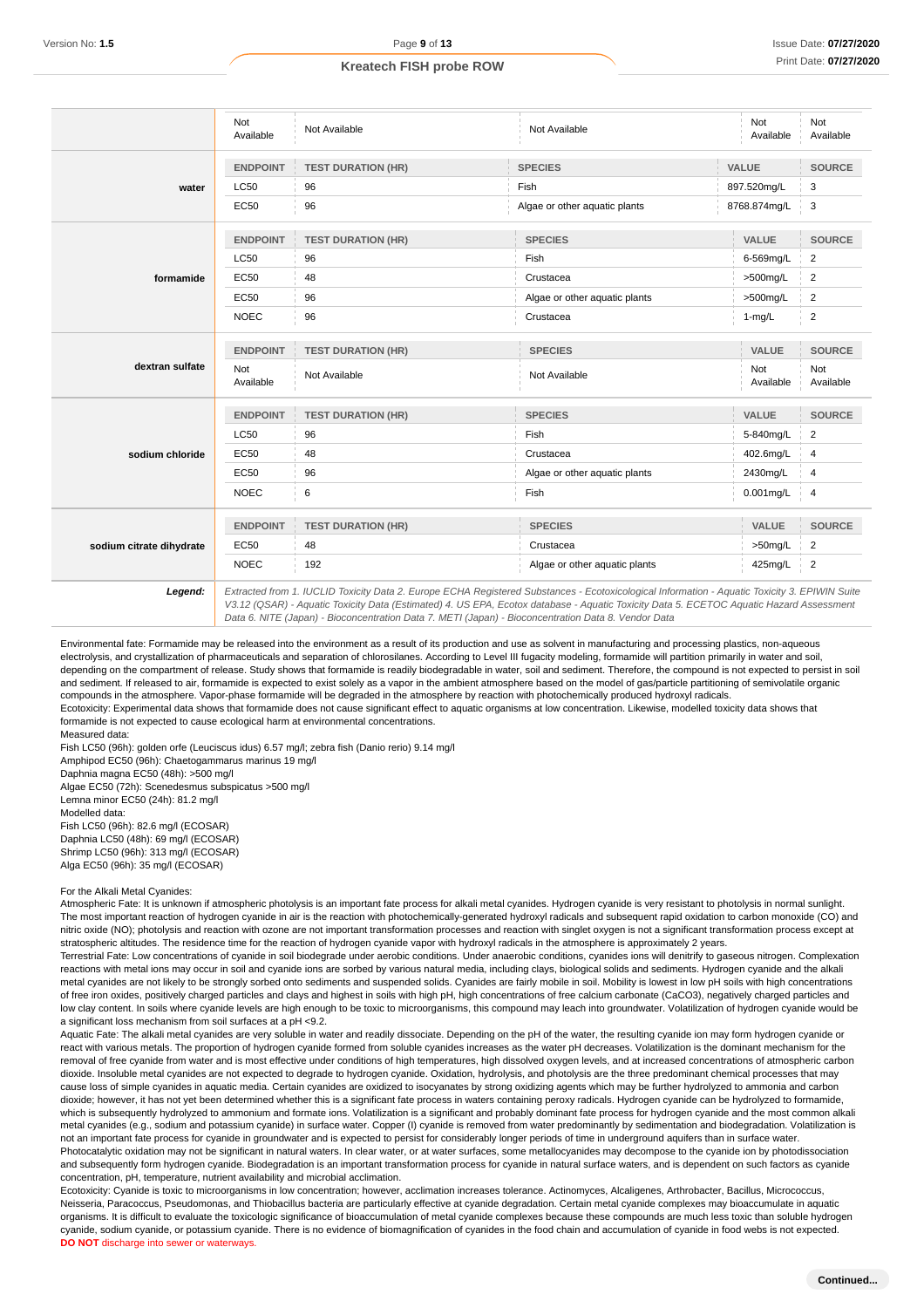| | ENDPOINT | TEST DURATION (HR) | SPECIES | VALUE | SOURCE |
|---|---|---|---|---|---|
| | Not Available | Not Available | Not Available | Not Available | Not Available |
| **water** | ENDPOINT | TEST DURATION (HR) | SPECIES | VALUE | SOURCE |
| | LC50 | 96 | Fish | 897.520mg/L | 3 |
| | EC50 | 96 | Algae or other aquatic plants | 8768.874mg/L | 3 |
| **formamide** | ENDPOINT | TEST DURATION (HR) | SPECIES | VALUE | SOURCE |
| | LC50 | 96 | Fish | 6-569mg/L | 2 |
| | EC50 | 48 | Crustacea | >500mg/L | 2 |
| | EC50 | 96 | Algae or other aquatic plants | >500mg/L | 2 |
| | NOEC | 96 | Crustacea | 1-mg/L | 2 |
| **dextran sulfate** | ENDPOINT | TEST DURATION (HR) | SPECIES | VALUE | SOURCE |
| | Not Available | Not Available | Not Available | Not Available | Not Available |
| **sodium chloride** | ENDPOINT | TEST DURATION (HR) | SPECIES | VALUE | SOURCE |
| | LC50 | 96 | Fish | 5-840mg/L | 2 |
| | EC50 | 48 | Crustacea | 402.6mg/L | 4 |
| | EC50 | 96 | Algae or other aquatic plants | 2430mg/L | 4 |
| | NOEC | 6 | Fish | 0.001mg/L | 4 |
| **sodium citrate dihydrate** | ENDPOINT | TEST DURATION (HR) | SPECIES | VALUE | SOURCE |
| | EC50 | 48 | Crustacea | >50mg/L | 2 |
| | NOEC | 192 | Algae or other aquatic plants | 425mg/L | 2 |
| ***Legend:*** | *Extracted from 1. IUCLID Toxicity Data 2. Europe ECHA Registered Substances - Ecotoxicological Information - Aquatic Toxicity 3. EPIWIN Suite V3.12 (QSAR) - Aquatic Toxicity Data (Estimated) 4. US EPA, Ecotox database - Aquatic Toxicity Data 5. ECETOC Aquatic Hazard Assessment Data 6. NITE (Japan) - Bioconcentration Data 7. METI (Japan) - Bioconcentration Data 8. Vendor Data* | | | | |

Environmental fate: Formamide may be released into the environment as a result of its production and use as solvent in manufacturing and processing plastics, non-aqueous electrolysis, and crystallization of pharmaceuticals and separation of chlorosilanes. According to Level III fugacity modeling, formamide will partition primarily in water and soil, depending on the compartment of release. Study shows that formamide is readily biodegradable in water, soil and sediment. Therefore, the compound is not expected to persist in soil and sediment. If released to air, formamide is expected to exist solely as a vapor in the ambient atmosphere based on the model of gas/particle partitioning of semivolatile organic compounds in the atmosphere. Vapor-phase formamide will be degraded in the atmosphere by reaction with photochemically produced hydroxyl radicals.
Ecotoxicity: Experimental data shows that formamide does not cause significant effect to aquatic organisms at low concentration. Likewise, modelled toxicity data shows that formamide is not expected to cause ecological harm at environmental concentrations.
Measured data:
Fish LC50 (96h): golden orfe (Leuciscus idus) 6.57 mg/l; zebra fish (Danio rerio) 9.14 mg/l
Amphipod EC50 (96h): Chaetogammarus marinus 19 mg/l
Daphnia magna EC50 (48h): >500 mg/l
Algae EC50 (72h): Scenedesmus subspicatus >500 mg/l
Lemna minor EC50 (24h): 81.2 mg/l
Modelled data:
Fish LC50 (96h): 82.6 mg/l (ECOSAR)
Daphnia LC50 (48h): 69 mg/l (ECOSAR)
Shrimp LC50 (96h): 313 mg/l (ECOSAR)
Alga EC50 (96h): 35 mg/l (ECOSAR)

For the Alkali Metal Cyanides:
Atmospheric Fate: It is unknown if atmospheric photolysis is an important fate process for alkali metal cyanides. Hydrogen cyanide is very resistant to photolysis in normal sunlight. The most important reaction of hydrogen cyanide in air is the reaction with photochemically-generated hydroxyl radicals and subsequent rapid oxidation to carbon monoxide (CO) and nitric oxide (NO); photolysis and reaction with ozone are not important transformation processes and reaction with singlet oxygen is not a significant transformation process except at stratospheric altitudes. The residence time for the reaction of hydrogen cyanide vapor with hydroxyl radicals in the atmosphere is approximately 2 years.
Terrestrial Fate: Low concentrations of cyanide in soil biodegrade under aerobic conditions. Under anaerobic conditions, cyanides ions will denitrify to gaseous nitrogen. Complexation reactions with metal ions may occur in soil and cyanide ions are sorbed by various natural media, including clays, biological solids and sediments. Hydrogen cyanide and the alkali metal cyanides are not likely to be strongly sorbed onto sediments and suspended solids. Cyanides are fairly mobile in soil. Mobility is lowest in low pH soils with high concentrations of free iron oxides, positively charged particles and clays and highest in soils with high pH, high concentrations of free calcium carbonate ($CaCO_3$), negatively charged particles and low clay content. In soils where cyanide levels are high enough to be toxic to microorganisms, this compound may leach into groundwater. Volatilization of hydrogen cyanide would be a significant loss mechanism from soil surfaces at a pH <9.2.
Aquatic Fate: The alkali metal cyanides are very soluble in water and readily dissociate. Depending on the pH of the water, the resulting cyanide ion may form hydrogen cyanide or react with various metals. The proportion of hydrogen cyanide formed from soluble cyanides increases as the water pH decreases. Volatilization is the dominant mechanism for the removal of free cyanide from water and is most effective under conditions of high temperatures, high dissolved oxygen levels, and at increased concentrations of atmospheric carbon dioxide. Insoluble metal cyanides are not expected to degrade to hydrogen cyanide. Oxidation, hydrolysis, and photolysis are the three predominant chemical processes that may cause loss of simple cyanides in aquatic media. Certain cyanides are oxidized to isocyanates by strong oxidizing agents which may be further hydrolyzed to ammonia and carbon dioxide; however, it has not yet been determined whether this is a significant fate process in waters containing peroxy radicals. Hydrogen cyanide can be hydrolyzed to formamide, which is subsequently hydrolyzed to ammonium and formate ions. Volatilization is a significant and probably dominant fate process for hydrogen cyanide and the most common alkali metal cyanides (e.g., sodium and potassium cyanide) in surface water. Copper (I) cyanide is removed from water predominantly by sedimentation and biodegradation. Volatilization is not an important fate process for cyanide in groundwater and is expected to persist for considerably longer periods of time in underground aquifers than in surface water. Photocatalytic oxidation may not be significant in natural waters. In clear water, or at water surfaces, some metallocyanides may decompose to the cyanide ion by photodissociation and subsequently form hydrogen cyanide. Biodegradation is an important transformation process for cyanide in natural surface waters, and is dependent on such factors as cyanide concentration, pH, temperature, nutrient availability and microbial acclimation.
Ecotoxicity: Cyanide is toxic to microorganisms in low concentration; however, acclimation increases tolerance. Actinomyces, Alcaligenes, Arthrobacter, Bacillus, Micrococcus, Neisseria, Paracoccus, Pseudomonas, and Thiobacillus bacteria are particularly effective at cyanide degradation. Certain metal cyanide complexes may bioaccumulate in aquatic organisms. It is difficult to evaluate the toxicologic significance of bioaccumulation of metal cyanide complexes because these compounds are much less toxic than soluble hydrogen cyanide, sodium cyanide, or potassium cyanide. There is no evidence of biomagnification of cyanides in the food chain and accumulation of cyanide in food webs is not expected.
**DO NOT** discharge into sewer or waterways.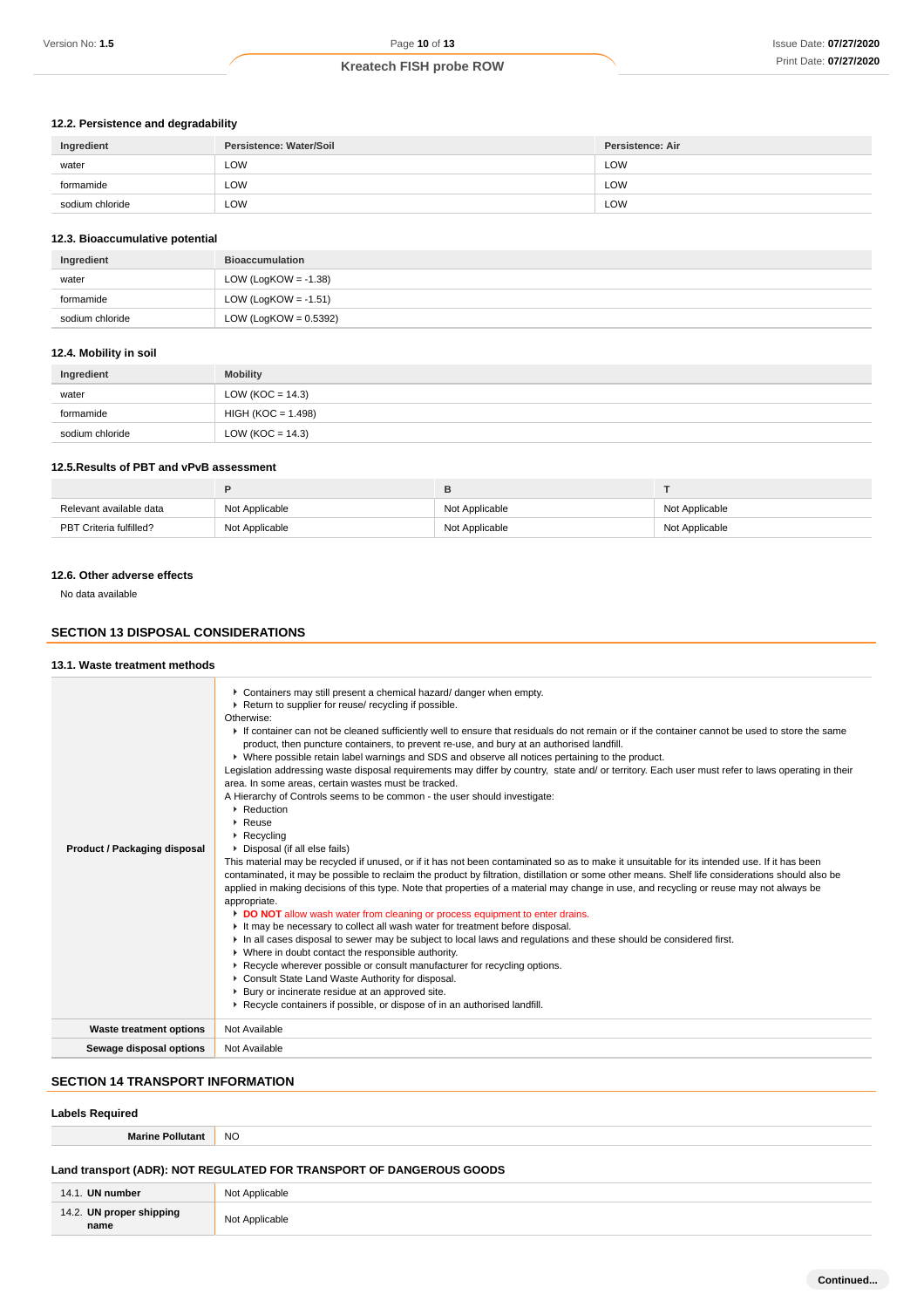### 12.2. Persistence and degradability

| Ingredient | Persistence: Water/Soil | Persistence: Air |
|---|---|---|
| water | LOW | LOW |
| formamide | LOW | LOW |
| sodium chloride | LOW | LOW |

### 12.3. Bioaccumulative potential

| Ingredient | Bioaccumulation |
|---|---|
| water | LOW (LogKOW = -1.38) |
| formamide | LOW (LogKOW = -1.51) |
| sodium chloride | LOW (LogKOW = 0.5392) |

### 12.4. Mobility in soil

| Ingredient | Mobility |
|---|---|
| water | LOW (KOC = 14.3) |
| formamide | HIGH (KOC = 1.498) |
| sodium chloride | LOW (KOC = 14.3) |

### 12.5.Results of PBT and vPvB assessment

| | P | B | T |
|---|---|---|---|
| Relevant available data | Not Applicable | Not Applicable | Not Applicable |
| PBT Criteria fulfilled? | Not Applicable | Not Applicable | Not Applicable |

### 12.6. Other adverse effects

No data available

## SECTION 13 DISPOSAL CONSIDERATIONS

### 13.1. Waste treatment methods

| | |
|---|---|
| **Product / Packaging disposal** | ▸ Containers may still present a chemical hazard/ danger when empty.<br>▸ Return to supplier for reuse/ recycling if possible.<br>Otherwise:<br>▸ If container can not be cleaned sufficiently well to ensure that residuals do not remain or if the container cannot be used to store the same product, then puncture containers, to prevent re-use, and bury at an authorised landfill.<br>▸ Where possible retain label warnings and SDS and observe all notices pertaining to the product.<br>Legislation addressing waste disposal requirements may differ by country, state and/ or territory. Each user must refer to laws operating in their area. In some areas, certain wastes must be tracked.<br>A Hierarchy of Controls seems to be common - the user should investigate:<br>▸ Reduction<br>▸ Reuse<br>▸ Recycling<br>▸ Disposal (if all else fails)<br>This material may be recycled if unused, or if it has not been contaminated so as to make it unsuitable for its intended use. If it has been contaminated, it may be possible to reclaim the product by filtration, distillation or some other means. Shelf life considerations should also be applied in making decisions of this type. Note that properties of a material may change in use, and recycling or reuse may not always be appropriate.<br>▸ **DO NOT** allow wash water from cleaning or process equipment to enter drains.<br>▸ It may be necessary to collect all wash water for treatment before disposal.<br>▸ In all cases disposal to sewer may be subject to local laws and regulations and these should be considered first.<br>▸ Where in doubt contact the responsible authority.<br>▸ Recycle wherever possible or consult manufacturer for recycling options.<br>▸ Consult State Land Waste Authority for disposal.<br>▸ Bury or incinerate residue at an approved site.<br>▸ Recycle containers if possible, or dispose of in an authorised landfill. |
| **Waste treatment options** | Not Available |
| **Sewage disposal options** | Not Available |

## SECTION 14 TRANSPORT INFORMATION

### Labels Required

| | |
|---|---|
| **Marine Pollutant** | NO |

### Land transport (ADR): NOT REGULATED FOR TRANSPORT OF DANGEROUS GOODS

| | |
|---|---|
| 14.1. **UN number** | Not Applicable |
| 14.2. **UN proper shipping name** | Not Applicable |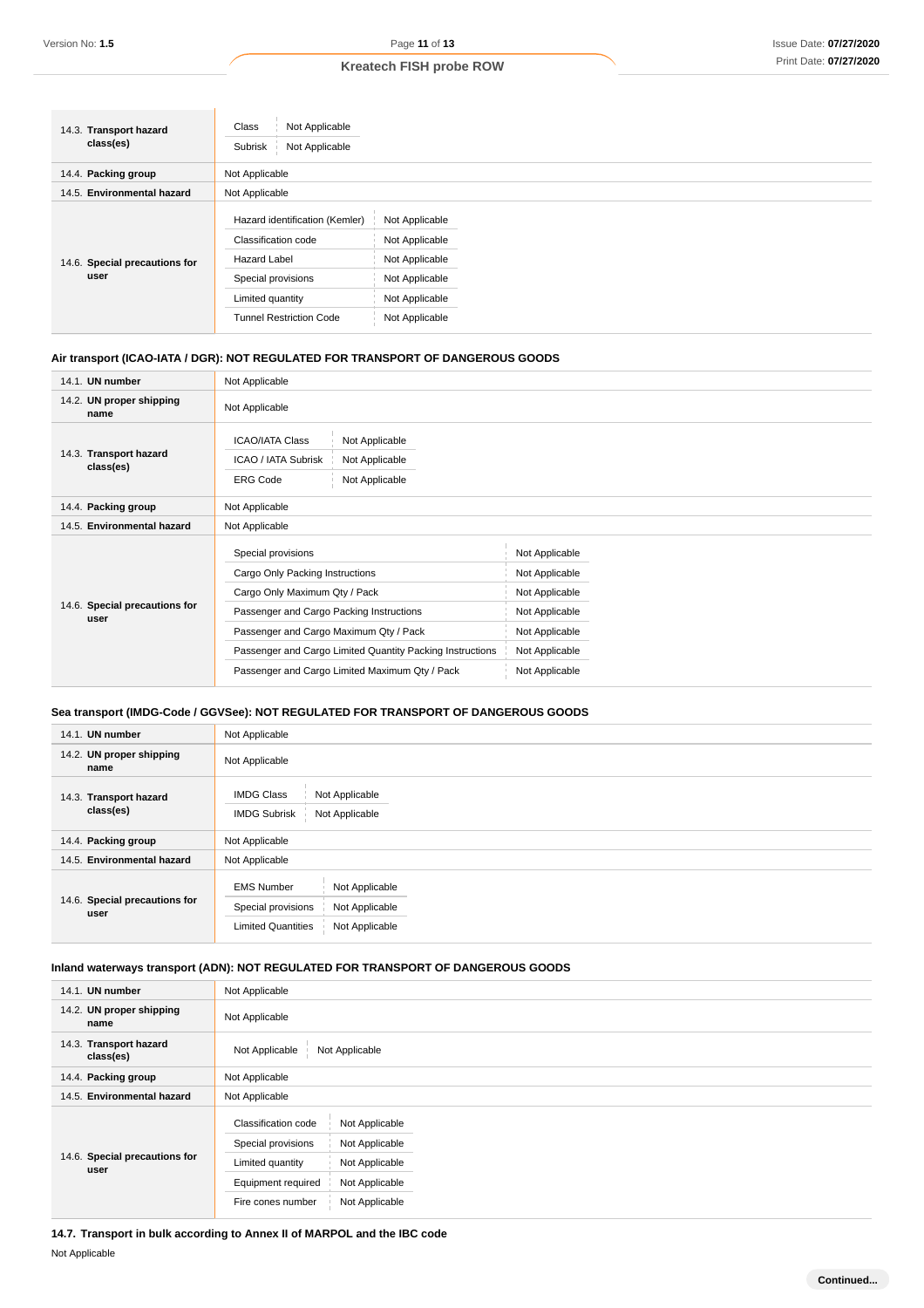| | |
|---|---|
| 14.3. **Transport hazard class(es)** | Class: Not Applicable<br>Subrisk: Not Applicable |
| 14.4. **Packing group** | Not Applicable |
| 14.5. **Environmental hazard** | Not Applicable |
| 14.6. **Special precautions for user** | Hazard identification (Kemler): Not Applicable<br>Classification code: Not Applicable<br>Hazard Label: Not Applicable<br>Special provisions: Not Applicable<br>Limited quantity: Not Applicable<br>Tunnel Restriction Code: Not Applicable |

### Air transport (ICAO-IATA / DGR): NOT REGULATED FOR TRANSPORT OF DANGEROUS GOODS

| | |
|---|---|
| 14.1. **UN number** | Not Applicable |
| 14.2. **UN proper shipping name** | Not Applicable |
| 14.3. **Transport hazard class(es)** | ICAO/IATA Class: Not Applicable<br>ICAO / IATA Subrisk: Not Applicable<br>ERG Code: Not Applicable |
| 14.4. **Packing group** | Not Applicable |
| 14.5. **Environmental hazard** | Not Applicable |
| 14.6. **Special precautions for user** | Special provisions: Not Applicable<br>Cargo Only Packing Instructions: Not Applicable<br>Cargo Only Maximum Qty / Pack: Not Applicable<br>Passenger and Cargo Packing Instructions: Not Applicable<br>Passenger and Cargo Maximum Qty / Pack: Not Applicable<br>Passenger and Cargo Limited Quantity Packing Instructions: Not Applicable<br>Passenger and Cargo Limited Maximum Qty / Pack: Not Applicable |

### Sea transport (IMDG-Code / GGVSee): NOT REGULATED FOR TRANSPORT OF DANGEROUS GOODS

| | |
|---|---|
| 14.1. **UN number** | Not Applicable |
| 14.2. **UN proper shipping name** | Not Applicable |
| 14.3. **Transport hazard class(es)** | IMDG Class: Not Applicable<br>IMDG Subrisk: Not Applicable |
| 14.4. **Packing group** | Not Applicable |
| 14.5. **Environmental hazard** | Not Applicable |
| 14.6. **Special precautions for user** | EMS Number: Not Applicable<br>Special provisions: Not Applicable<br>Limited Quantities: Not Applicable |

### Inland waterways transport (ADN): NOT REGULATED FOR TRANSPORT OF DANGEROUS GOODS

| | |
|---|---|
| 14.1. **UN number** | Not Applicable |
| 14.2. **UN proper shipping name** | Not Applicable |
| 14.3. **Transport hazard class(es)** | Not Applicable: Not Applicable |
| 14.4. **Packing group** | Not Applicable |
| 14.5. **Environmental hazard** | Not Applicable |
| 14.6. **Special precautions for user** | Classification code: Not Applicable<br>Special provisions: Not Applicable<br>Limited quantity: Not Applicable<br>Equipment required: Not Applicable<br>Fire cones number: Not Applicable |

### 14.7. Transport in bulk according to Annex II of MARPOL and the IBC code

Not Applicable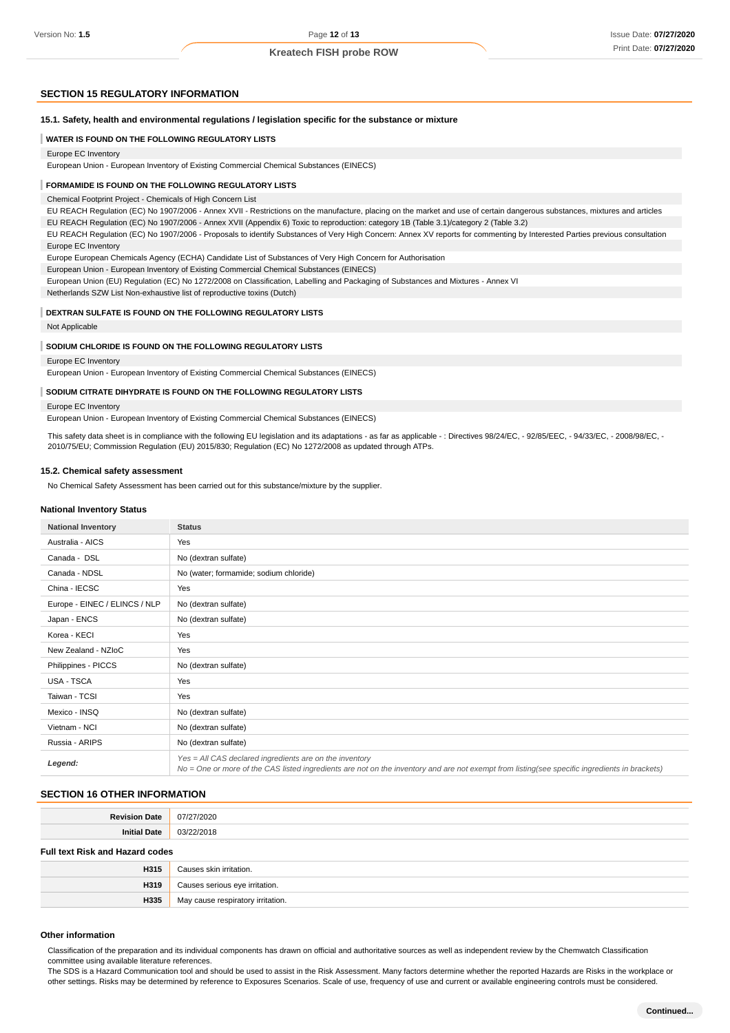## SECTION 15 REGULATORY INFORMATION

### 15.1. Safety, health and environmental regulations / legislation specific for the substance or mixture

**WATER IS FOUND ON THE FOLLOWING REGULATORY LISTS**

Europe EC Inventory
European Union - European Inventory of Existing Commercial Chemical Substances (EINECS)

**FORMAMIDE IS FOUND ON THE FOLLOWING REGULATORY LISTS**

Chemical Footprint Project - Chemicals of High Concern List
EU REACH Regulation (EC) No 1907/2006 - Annex XVII - Restrictions on the manufacture, placing on the market and use of certain dangerous substances, mixtures and articles
EU REACH Regulation (EC) No 1907/2006 - Annex XVII (Appendix 6) Toxic to reproduction: category 1B (Table 3.1)/category 2 (Table 3.2)
EU REACH Regulation (EC) No 1907/2006 - Proposals to identify Substances of Very High Concern: Annex XV reports for commenting by Interested Parties previous consultation
Europe EC Inventory
Europe European Chemicals Agency (ECHA) Candidate List of Substances of Very High Concern for Authorisation
European Union - European Inventory of Existing Commercial Chemical Substances (EINECS)
European Union (EU) Regulation (EC) No 1272/2008 on Classification, Labelling and Packaging of Substances and Mixtures - Annex VI
Netherlands SZW List Non-exhaustive list of reproductive toxins (Dutch)

**DEXTRAN SULFATE IS FOUND ON THE FOLLOWING REGULATORY LISTS**

Not Applicable

**SODIUM CHLORIDE IS FOUND ON THE FOLLOWING REGULATORY LISTS**

Europe EC Inventory
European Union - European Inventory of Existing Commercial Chemical Substances (EINECS)

**SODIUM CITRATE DIHYDRATE IS FOUND ON THE FOLLOWING REGULATORY LISTS**

Europe EC Inventory
European Union - European Inventory of Existing Commercial Chemical Substances (EINECS)

This safety data sheet is in compliance with the following EU legislation and its adaptations - as far as applicable - : Directives 98/24/EC, - 92/85/EEC, - 94/33/EC, - 2008/98/EC, - 2010/75/EU; Commission Regulation (EU) 2015/830; Regulation (EC) No 1272/2008 as updated through ATPs.

### 15.2. Chemical safety assessment

No Chemical Safety Assessment has been carried out for this substance/mixture by the supplier.

### National Inventory Status

| National Inventory | Status |
|---|---|
| Australia - AICS | Yes |
| Canada - DSL | No (dextran sulfate) |
| Canada - NDSL | No (water; formamide; sodium chloride) |
| China - IECSC | Yes |
| Europe - EINEC / ELINCS / NLP | No (dextran sulfate) |
| Japan - ENCS | No (dextran sulfate) |
| Korea - KECI | Yes |
| New Zealand - NZIoC | Yes |
| Philippines - PICCS | No (dextran sulfate) |
| USA - TSCA | Yes |
| Taiwan - TCSI | Yes |
| Mexico - INSQ | No (dextran sulfate) |
| Vietnam - NCI | No (dextran sulfate) |
| Russia - ARIPS | No (dextran sulfate) |
| ***Legend:*** | *Yes = All CAS declared ingredients are on the inventory*<br>*No = One or more of the CAS listed ingredients are not on the inventory and are not exempt from listing(see specific ingredients in brackets)* |

## SECTION 16 OTHER INFORMATION

| | |
|---|---|
| **Revision Date** | 07/27/2020 |
| **Initial Date** | 03/22/2018 |

### Full text Risk and Hazard codes

| | |
|---|---|
| **H315** | Causes skin irritation. |
| **H319** | Causes serious eye irritation. |
| **H335** | May cause respiratory irritation. |

### Other information

Classification of the preparation and its individual components has drawn on official and authoritative sources as well as independent review by the Chemwatch Classification committee using available literature references.
The SDS is a Hazard Communication tool and should be used to assist in the Risk Assessment. Many factors determine whether the reported Hazards are Risks in the workplace or other settings. Risks may be determined by reference to Exposures Scenarios. Scale of use, frequency of use and current or available engineering controls must be considered.

**Continued...**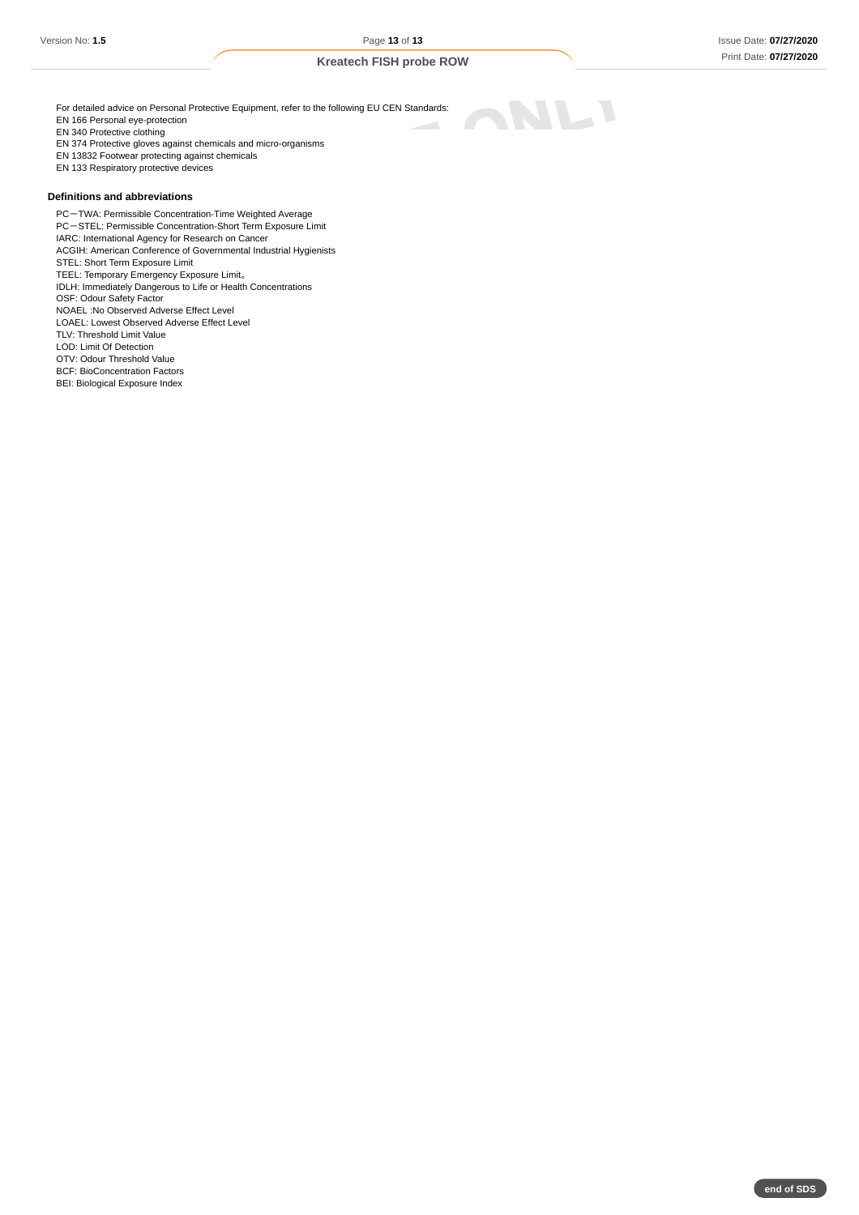For detailed advice on Personal Protective Equipment, refer to the following EU CEN Standards:
EN 166 Personal eye-protection
EN 340 Protective clothing
EN 374 Protective gloves against chemicals and micro-organisms
EN 13832 Footwear protecting against chemicals
EN 133 Respiratory protective devices

### Definitions and abbreviations

PC－TWA: Permissible Concentration-Time Weighted Average
PC－STEL: Permissible Concentration-Short Term Exposure Limit
IARC: International Agency for Research on Cancer
ACGIH: American Conference of Governmental Industrial Hygienists
STEL: Short Term Exposure Limit
TEEL: Temporary Emergency Exposure Limit。
IDLH: Immediately Dangerous to Life or Health Concentrations
OSF: Odour Safety Factor
NOAEL :No Observed Adverse Effect Level
LOAEL: Lowest Observed Adverse Effect Level
TLV: Threshold Limit Value
LOD: Limit Of Detection
OTV: Odour Threshold Value
BCF: BioConcentration Factors
BEI: Biological Exposure Index

**end of SDS**